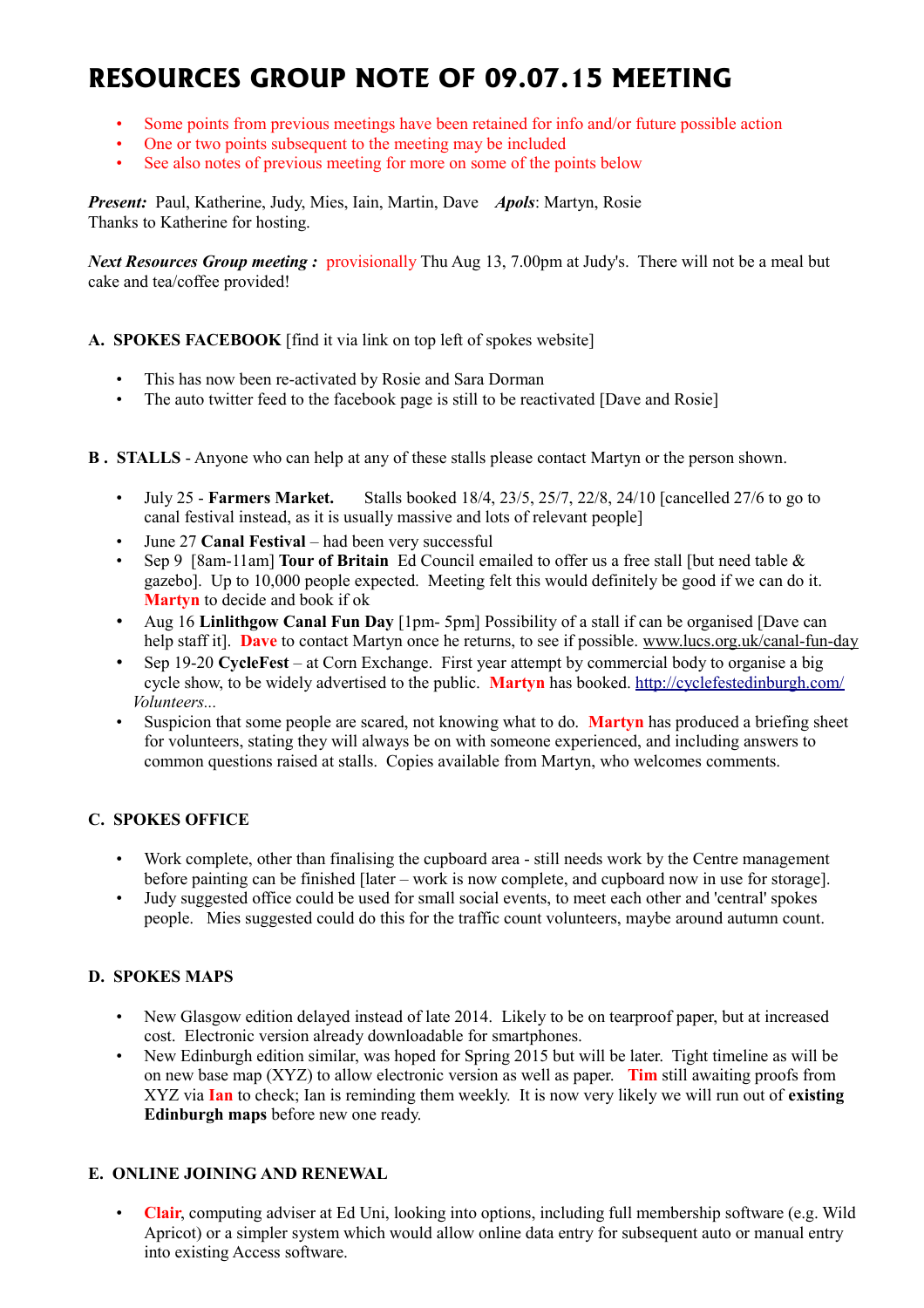# RESOURCES GROUP NOTE OF 09.07.15 MEETING

- Some points from previous meetings have been retained for info and/or future possible action
- One or two points subsequent to the meeting may be included
- See also notes of previous meeting for more on some of the points below

***Present:*** Paul, Katherine, Judy, Mies, Iain, Martin, Dave ***Apols***: Martyn, Rosie
Thanks to Katherine for hosting.

***Next Resources Group meeting :*** provisionally Thu Aug 13, 7.00pm at Judy's. There will not be a meal but cake and tea/coffee provided!

**A. SPOKES FACEBOOK** [find it via link on top left of spokes website]

- This has now been re-activated by Rosie and Sara Dorman
- The auto twitter feed to the facebook page is still to be reactivated [Dave and Rosie]

**B . STALLS** - Anyone who can help at any of these stalls please contact Martyn or the person shown.

- July 25 - **Farmers Market.** Stalls booked 18/4, 23/5, 25/7, 22/8, 24/10 [cancelled 27/6 to go to canal festival instead, as it is usually massive and lots of relevant people]
- June 27 **Canal Festival** – had been very successful
- Sep 9 [8am-11am] **Tour of Britain** Ed Council emailed to offer us a free stall [but need table & gazebo]. Up to 10,000 people expected. Meeting felt this would definitely be good if we can do it. **Martyn** to decide and book if ok
- Aug 16 **Linlithgow Canal Fun Day** [1pm- 5pm] Possibility of a stall if can be organised [Dave can help staff it]. **Dave** to contact Martyn once he returns, to see if possible. www.lucs.org.uk/canal-fun-day
- Sep 19-20 **CycleFest** – at Corn Exchange. First year attempt by commercial body to organise a big cycle show, to be widely advertised to the public. **Martyn** has booked. http://cyclefestedinburgh.com/

*Volunteers...*

- Suspicion that some people are scared, not knowing what to do. **Martyn** has produced a briefing sheet for volunteers, stating they will always be on with someone experienced, and including answers to common questions raised at stalls. Copies available from Martyn, who welcomes comments.

**C. SPOKES OFFICE**

- Work complete, other than finalising the cupboard area - still needs work by the Centre management before painting can be finished [later – work is now complete, and cupboard now in use for storage].
- Judy suggested office could be used for small social events, to meet each other and 'central' spokes people. Mies suggested could do this for the traffic count volunteers, maybe around autumn count.

**D. SPOKES MAPS**

- New Glasgow edition delayed instead of late 2014. Likely to be on tearproof paper, but at increased cost. Electronic version already downloadable for smartphones.
- New Edinburgh edition similar, was hoped for Spring 2015 but will be later. Tight timeline as will be on new base map (XYZ) to allow electronic version as well as paper. **Tim** still awaiting proofs from XYZ via **Ian** to check; Ian is reminding them weekly. It is now very likely we will run out of **existing Edinburgh maps** before new one ready.

**E. ONLINE JOINING AND RENEWAL**

- **Clair**, computing adviser at Ed Uni, looking into options, including full membership software (e.g. Wild Apricot) or a simpler system which would allow online data entry for subsequent auto or manual entry into existing Access software.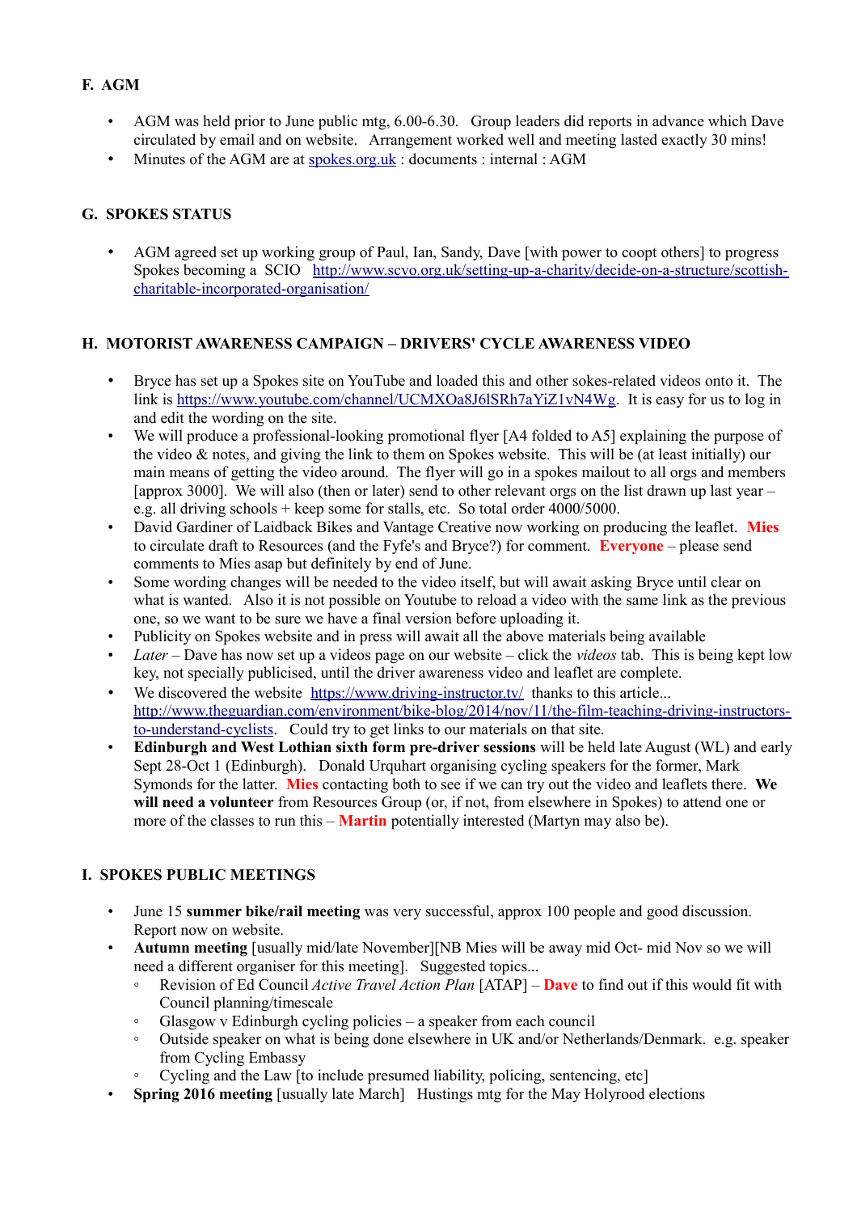## F. AGM

- AGM was held prior to June public mtg, 6.00-6.30. Group leaders did reports in advance which Dave circulated by email and on website. Arrangement worked well and meeting lasted exactly 30 mins!
- Minutes of the AGM are at spokes.org.uk : documents : internal : AGM

## G. SPOKES STATUS

- AGM agreed set up working group of Paul, Ian, Sandy, Dave [with power to coopt others] to progress Spokes becoming a SCIO http://www.scvo.org.uk/setting-up-a-charity/decide-on-a-structure/scottish-charitable-incorporated-organisation/

## H. MOTORIST AWARENESS CAMPAIGN – DRIVERS' CYCLE AWARENESS VIDEO

- Bryce has set up a Spokes site on YouTube and loaded this and other sokes-related videos onto it. The link is https://www.youtube.com/channel/UCMXOa8J6lSRh7aYiZ1vN4Wg. It is easy for us to log in and edit the wording on the site.
- We will produce a professional-looking promotional flyer [A4 folded to A5] explaining the purpose of the video & notes, and giving the link to them on Spokes website. This will be (at least initially) our main means of getting the video around. The flyer will go in a spokes mailout to all orgs and members [approx 3000]. We will also (then or later) send to other relevant orgs on the list drawn up last year – e.g. all driving schools + keep some for stalls, etc. So total order 4000/5000.
- David Gardiner of Laidback Bikes and Vantage Creative now working on producing the leaflet. **Mies** to circulate draft to Resources (and the Fyfe's and Bryce?) for comment. **Everyone** – please send comments to Mies asap but definitely by end of June.
- Some wording changes will be needed to the video itself, but will await asking Bryce until clear on what is wanted. Also it is not possible on Youtube to reload a video with the same link as the previous one, so we want to be sure we have a final version before uploading it.
- Publicity on Spokes website and in press will await all the above materials being available
- *Later* – Dave has now set up a videos page on our website – click the *videos* tab. This is being kept low key, not specially publicised, until the driver awareness video and leaflet are complete.
- We discovered the website https://www.driving-instructor.tv/ thanks to this article... http://www.theguardian.com/environment/bike-blog/2014/nov/11/the-film-teaching-driving-instructors-to-understand-cyclists. Could try to get links to our materials on that site.
- **Edinburgh and West Lothian sixth form pre-driver sessions** will be held late August (WL) and early Sept 28-Oct 1 (Edinburgh). Donald Urquhart organising cycling speakers for the former, Mark Symonds for the latter. **Mies** contacting both to see if we can try out the video and leaflets there. **We will need a volunteer** from Resources Group (or, if not, from elsewhere in Spokes) to attend one or more of the classes to run this – **Martin** potentially interested (Martyn may also be).

## I. SPOKES PUBLIC MEETINGS

- June 15 **summer bike/rail meeting** was very successful, approx 100 people and good discussion. Report now on website.
- **Autumn meeting** [usually mid/late November][NB Mies will be away mid Oct- mid Nov so we will need a different organiser for this meeting]. Suggested topics...
  - Revision of Ed Council *Active Travel Action Plan* [ATAP] – **Dave** to find out if this would fit with Council planning/timescale
  - Glasgow v Edinburgh cycling policies – a speaker from each council
  - Outside speaker on what is being done elsewhere in UK and/or Netherlands/Denmark. e.g. speaker from Cycling Embassy
  - Cycling and the Law [to include presumed liability, policing, sentencing, etc]
- **Spring 2016 meeting** [usually late March] Hustings mtg for the May Holyrood elections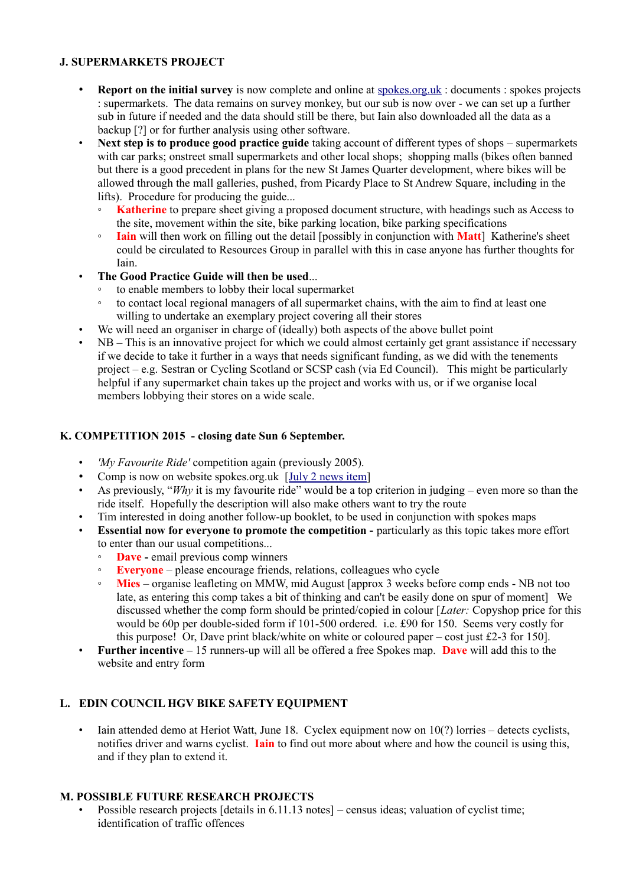### J. SUPERMARKETS PROJECT

- **Report on the initial survey** is now complete and online at spokes.org.uk : documents : spokes projects : supermarkets. The data remains on survey monkey, but our sub is now over - we can set up a further sub in future if needed and the data should still be there, but Iain also downloaded all the data as a backup [?] or for further analysis using other software.
- **Next step is to produce good practice guide** taking account of different types of shops – supermarkets with car parks; onstreet small supermarkets and other local shops; shopping malls (bikes often banned but there is a good precedent in plans for the new St James Quarter development, where bikes will be allowed through the mall galleries, pushed, from Picardy Place to St Andrew Square, including in the lifts). Procedure for producing the guide...
  - **Katherine** to prepare sheet giving a proposed document structure, with headings such as Access to the site, movement within the site, bike parking location, bike parking specifications
  - **Iain** will then work on filling out the detail [possibly in conjunction with **Matt**] Katherine's sheet could be circulated to Resources Group in parallel with this in case anyone has further thoughts for Iain.
- **The Good Practice Guide will then be used**...
  - to enable members to lobby their local supermarket
  - to contact local regional managers of all supermarket chains, with the aim to find at least one willing to undertake an exemplary project covering all their stores
- We will need an organiser in charge of (ideally) both aspects of the above bullet point
- NB – This is an innovative project for which we could almost certainly get grant assistance if necessary if we decide to take it further in a ways that needs significant funding, as we did with the tenements project – e.g. Sestran or Cycling Scotland or SCSP cash (via Ed Council). This might be particularly helpful if any supermarket chain takes up the project and works with us, or if we organise local members lobbying their stores on a wide scale.

### K. COMPETITION 2015 - closing date Sun 6 September.

- *'My Favourite Ride'* competition again (previously 2005).
- Comp is now on website spokes.org.uk [July 2 news item]
- As previously, "*Why* it is my favourite ride" would be a top criterion in judging – even more so than the ride itself. Hopefully the description will also make others want to try the route
- Tim interested in doing another follow-up booklet, to be used in conjunction with spokes maps
- **Essential now for everyone to promote the competition -** particularly as this topic takes more effort to enter than our usual competitions...
  - **Dave -** email previous comp winners
  - **Everyone** – please encourage friends, relations, colleagues who cycle
  - **Mies** – organise leafleting on MMW, mid August [approx 3 weeks before comp ends - NB not too late, as entering this comp takes a bit of thinking and can't be easily done on spur of moment] We discussed whether the comp form should be printed/copied in colour [*Later:* Copyshop price for this would be 60p per double-sided form if 101-500 ordered. i.e. £90 for 150. Seems very costly for this purpose! Or, Dave print black/white on white or coloured paper – cost just £2-3 for 150].
- **Further incentive** – 15 runners-up will all be offered a free Spokes map. **Dave** will add this to the website and entry form

### L. EDIN COUNCIL HGV BIKE SAFETY EQUIPMENT

- Iain attended demo at Heriot Watt, June 18. Cyclex equipment now on 10(?) lorries – detects cyclists, notifies driver and warns cyclist. **Iain** to find out more about where and how the council is using this, and if they plan to extend it.

### M. POSSIBLE FUTURE RESEARCH PROJECTS

- Possible research projects [details in 6.11.13 notes] – census ideas; valuation of cyclist time; identification of traffic offences